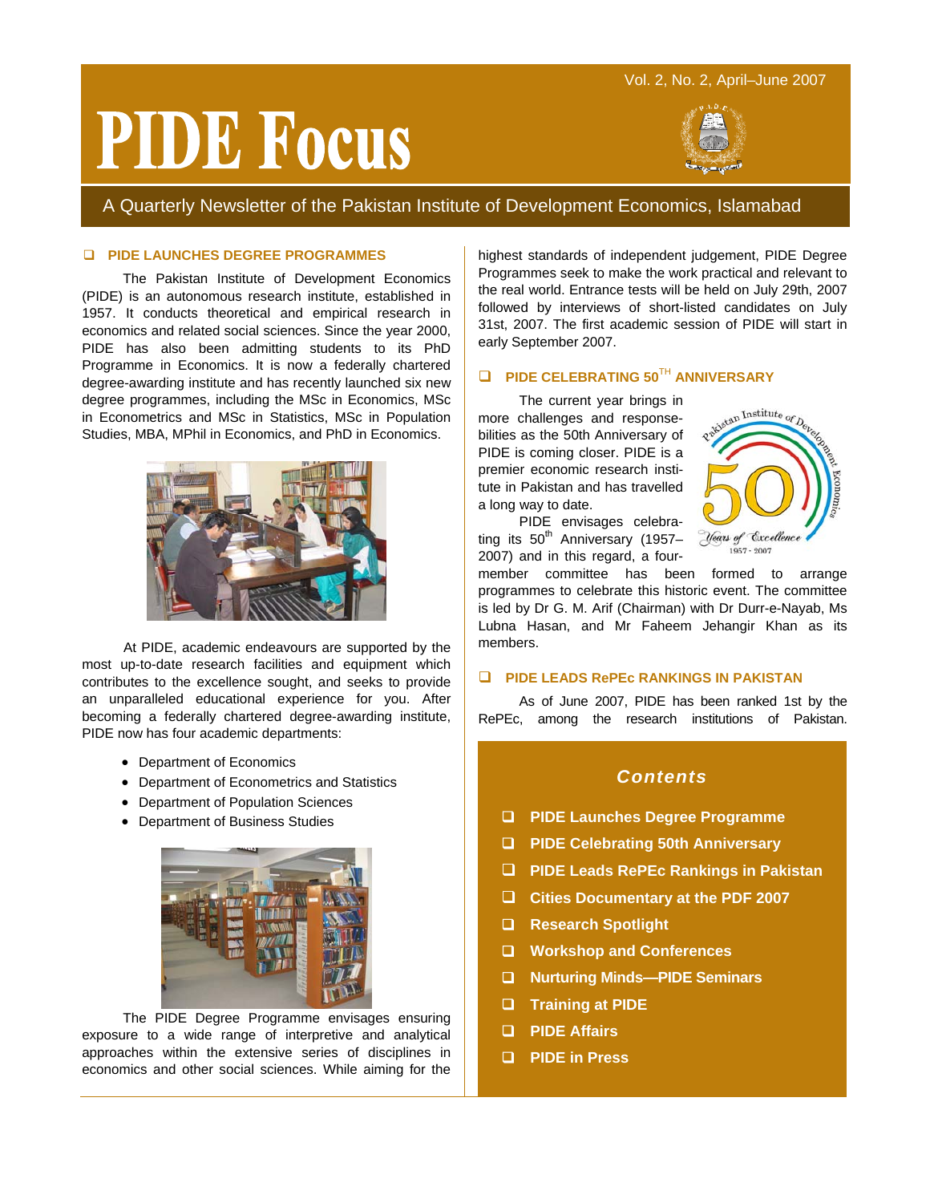# PIDE Focus

Vol. 2, No. 2, April–June 2007

A Quarterly Newsletter of the Pakistan Institute of Development Economics, Islamabad

## PIDE LAUNCHES DEGREE PROGRAMMES

The Pakistan Institute of Development Economics (PIDE) is an autonomous research institute, established in 1957. It conducts theoretical and empirical research in economics and related social sciences. Since the year 2000, PIDE has also been admitting students to its PhD Programme in Economics. It is now a federally chartered degree-awarding institute and has recently launched six new degree programmes, including the MSc in Economics, MSc in Econometrics and MSc in Statistics, MSc in Population Studies, MBA, MPhil in Economics, and PhD in Economics.

At PIDE, academic endeavours are supported by the most up-to-date research facilities and equipment which contributes to the excellence sought, and seeks to provide an unparalleled educational experience for you. After becoming a federally chartered degree-awarding institute, PIDE now has four academic departments:

- Department of Economics
- Department of Econometrics and Statistics
- Department of Population Sciences
- Department of Business Studies

The PIDE Degree Programme envisages ensuring exposure to a wide range of interpretive and analytical approaches within the extensive series of disciplines in economics and other social sciences. While aiming for the highest standards of independent judgement, PIDE Degree Programmes seek to make the work practical and relevant to the real world. Entrance tests will be held on July 29th, 2007 followed by interviews of short-listed candidates on July 31st, 2007. The first academic session of PIDE will start in early September 2007.

## PIDE CELEBRATING 50TH ANNIVERSARY

The current year brings in more challenges and responsebilities as the 50th Anniversary of PIDE is coming closer. PIDE is a premier economic research institute in Pakistan and has travelled a long way to date.

PIDE envisages celebrating its 50th Anniversary (1957–2007) and in this regard, a four-member committee has been formed to arrange programmes to celebrate this historic event. The committee is led by Dr G. M. Arif (Chairman) with Dr Durr-e-Nayab, Ms Lubna Hasan, and Mr Faheem Jehangir Khan as its members.

## PIDE LEADS RePEc RANKINGS IN PAKISTAN

As of June 2007, PIDE has been ranked 1st by the RePEc, among the research institutions of Pakistan.

## Contents

- PIDE Launches Degree Programme
- PIDE Celebrating 50th Anniversary
- PIDE Leads RePEc Rankings in Pakistan
- Cities Documentary at the PDF 2007
- Research Spotlight
- Workshop and Conferences
- Nurturing Minds—PIDE Seminars
- Training at PIDE
- PIDE Affairs
- PIDE in Press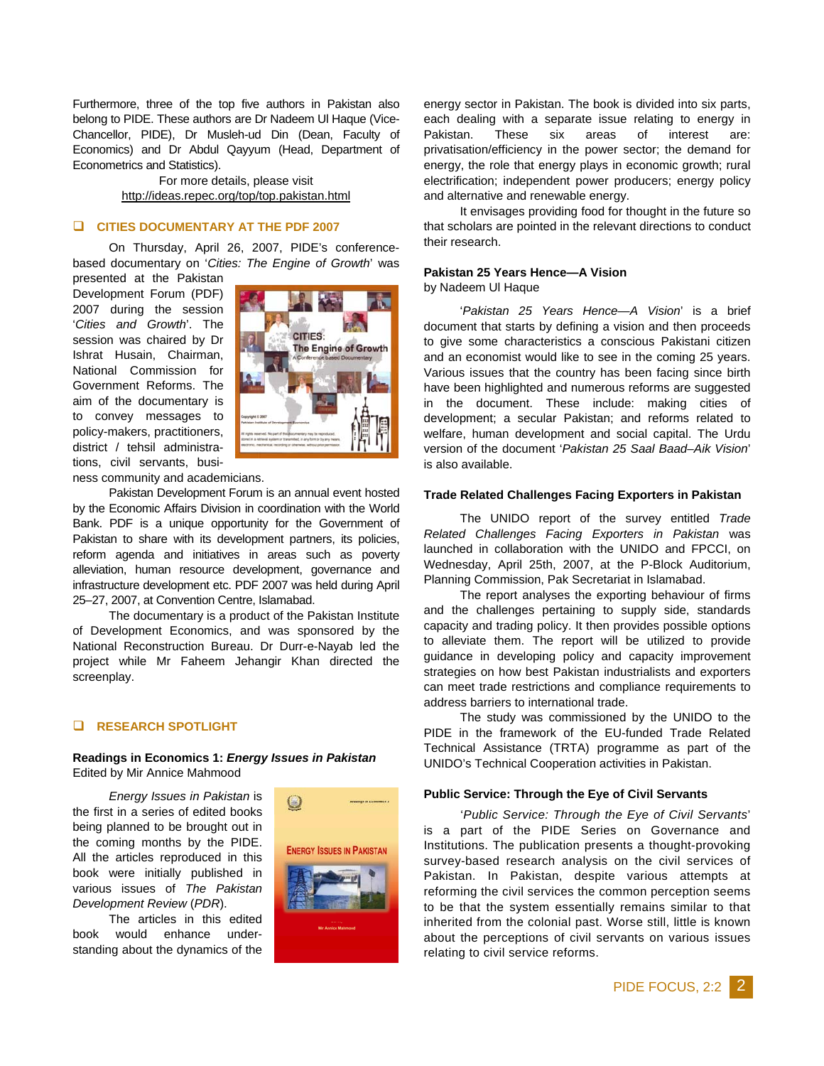Furthermore, three of the top five authors in Pakistan also belong to PIDE. These authors are Dr Nadeem Ul Haque (Vice-Chancellor, PIDE), Dr Musleh-ud Din (Dean, Faculty of Economics) and Dr Abdul Qayyum (Head, Department of Econometrics and Statistics).

For more details, please visit http://ideas.repec.org/top/top.pakistan.html

## CITIES DOCUMENTARY AT THE PDF 2007

On Thursday, April 26, 2007, PIDE's conference-based documentary on '*Cities: The Engine of Growth*' was presented at the Pakistan Development Forum (PDF) 2007 during the session '*Cities and Growth*'. The session was chaired by Dr Ishrat Husain, Chairman, National Commission for Government Reforms. The aim of the documentary is to convey messages to policy-makers, practitioners, district / tehsil administrations, civil servants, business community and academicians.

Pakistan Development Forum is an annual event hosted by the Economic Affairs Division in coordination with the World Bank. PDF is a unique opportunity for the Government of Pakistan to share with its development partners, its policies, reform agenda and initiatives in areas such as poverty alleviation, human resource development, governance and infrastructure development etc. PDF 2007 was held during April 25–27, 2007, at Convention Centre, Islamabad.

The documentary is a product of the Pakistan Institute of Development Economics, and was sponsored by the National Reconstruction Bureau. Dr Durr-e-Nayab led the project while Mr Faheem Jehangir Khan directed the screenplay.

## RESEARCH SPOTLIGHT

### Readings in Economics 1: *Energy Issues in Pakistan*
Edited by Mir Annice Mahmood

*Energy Issues in Pakistan* is the first in a series of edited books being planned to be brought out in the coming months by the PIDE. All the articles reproduced in this book were initially published in various issues of *The Pakistan Development Review* (*PDR*).

The articles in this edited book would enhance understanding about the dynamics of the energy sector in Pakistan. The book is divided into six parts, each dealing with a separate issue relating to energy in Pakistan. These six areas of interest are: privatisation/efficiency in the power sector; the demand for energy, the role that energy plays in economic growth; rural electrification; independent power producers; energy policy and alternative and renewable energy.

It envisages providing food for thought in the future so that scholars are pointed in the relevant directions to conduct their research.

### Pakistan 25 Years Hence—A Vision
by Nadeem Ul Haque

'*Pakistan 25 Years Hence—A Vision*' is a brief document that starts by defining a vision and then proceeds to give some characteristics a conscious Pakistani citizen and an economist would like to see in the coming 25 years. Various issues that the country has been facing since birth have been highlighted and numerous reforms are suggested in the document. These include: making cities of development; a secular Pakistan; and reforms related to welfare, human development and social capital. The Urdu version of the document '*Pakistan 25 Saal Baad–Aik Vision*' is also available.

### Trade Related Challenges Facing Exporters in Pakistan

The UNIDO report of the survey entitled *Trade Related Challenges Facing Exporters in Pakistan* was launched in collaboration with the UNIDO and FPCCI, on Wednesday, April 25th, 2007, at the P-Block Auditorium, Planning Commission, Pak Secretariat in Islamabad.

The report analyses the exporting behaviour of firms and the challenges pertaining to supply side, standards capacity and trading policy. It then provides possible options to alleviate them. The report will be utilized to provide guidance in developing policy and capacity improvement strategies on how best Pakistan industrialists and exporters can meet trade restrictions and compliance requirements to address barriers to international trade.

The study was commissioned by the UNIDO to the PIDE in the framework of the EU-funded Trade Related Technical Assistance (TRTA) programme as part of the UNIDO's Technical Cooperation activities in Pakistan.

### Public Service: Through the Eye of Civil Servants

'*Public Service: Through the Eye of Civil Servants*' is a part of the PIDE Series on Governance and Institutions. The publication presents a thought-provoking survey-based research analysis on the civil services of Pakistan. In Pakistan, despite various attempts at reforming the civil services the common perception seems to be that the system essentially remains similar to that inherited from the colonial past. Worse still, little is known about the perceptions of civil servants on various issues relating to civil service reforms.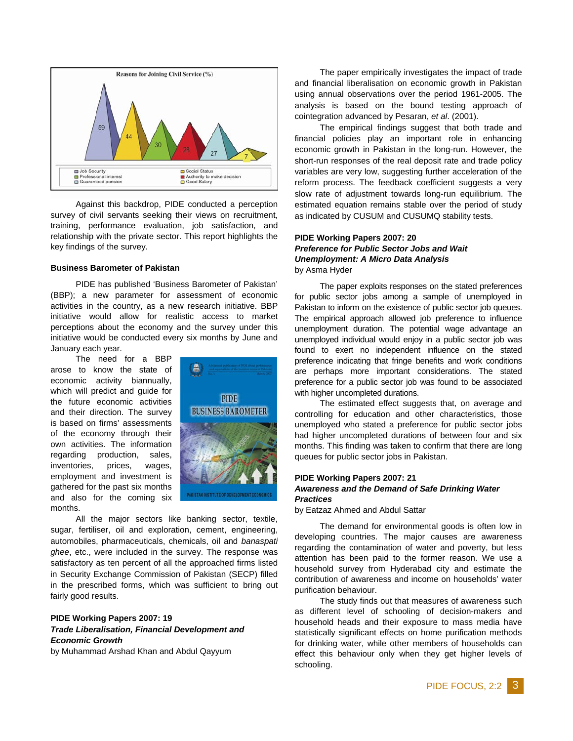Reasons for Joining Civil Service (%)

| Reason | % |
|---|---|
| Job Security | 59 |
| Social Status | 44 |
| Professional interest | 30 |
| Authority to make decision | 28 |
| Guaranteed pension | 27 |
| Good Salary | 7 |

Against this backdrop, PIDE conducted a perception survey of civil servants seeking their views on recruitment, training, performance evaluation, job satisfaction, and relationship with the private sector. This report highlights the key findings of the survey.

**Business Barometer of Pakistan**

PIDE has published 'Business Barometer of Pakistan' (BBP); a new parameter for assessment of economic activities in the country, as a new research initiative. BBP initiative would allow for realistic access to market perceptions about the economy and the survey under this initiative would be conducted every six months by June and January each year.

The need for a BBP arose to know the state of economic activity biannually, which will predict and guide for the future economic activities and their direction. The survey is based on firms' assessments of the economy through their own activities. The information regarding production, sales, inventories, prices, wages, employment and investment is gathered for the past six months and also for the coming six months.

All the major sectors like banking sector, textile, sugar, fertiliser, oil and exploration, cement, engineering, automobiles, pharmaceuticals, chemicals, oil and *banaspati ghee*, etc., were included in the survey. The response was satisfactory as ten percent of all the approached firms listed in Security Exchange Commission of Pakistan (SECP) filled in the prescribed forms, which was sufficient to bring out fairly good results.

**PIDE Working Papers 2007: 19**
***Trade Liberalisation, Financial Development and Economic Growth***
by Muhammad Arshad Khan and Abdul Qayyum

The paper empirically investigates the impact of trade and financial liberalisation on economic growth in Pakistan using annual observations over the period 1961-2005. The analysis is based on the bound testing approach of cointegration advanced by Pesaran, *et al*. (2001).

The empirical findings suggest that both trade and financial policies play an important role in enhancing economic growth in Pakistan in the long-run. However, the short-run responses of the real deposit rate and trade policy variables are very low, suggesting further acceleration of the reform process. The feedback coefficient suggests a very slow rate of adjustment towards long-run equilibrium. The estimated equation remains stable over the period of study as indicated by CUSUM and CUSUMQ stability tests.

**PIDE Working Papers 2007: 20**
***Preference for Public Sector Jobs and Wait Unemployment: A Micro Data Analysis***
by Asma Hyder

The paper exploits responses on the stated preferences for public sector jobs among a sample of unemployed in Pakistan to inform on the existence of public sector job queues. The empirical approach allowed job preference to influence unemployment duration. The potential wage advantage an unemployed individual would enjoy in a public sector job was found to exert no independent influence on the stated preference indicating that fringe benefits and work conditions are perhaps more important considerations. The stated preference for a public sector job was found to be associated with higher uncompleted durations.

The estimated effect suggests that, on average and controlling for education and other characteristics, those unemployed who stated a preference for public sector jobs had higher uncompleted durations of between four and six months. This finding was taken to confirm that there are long queues for public sector jobs in Pakistan.

**PIDE Working Papers 2007: 21**
***Awareness and the Demand of Safe Drinking Water Practices***
by Eatzaz Ahmed and Abdul Sattar

The demand for environmental goods is often low in developing countries. The major causes are awareness regarding the contamination of water and poverty, but less attention has been paid to the former reason. We use a household survey from Hyderabad city and estimate the contribution of awareness and income on households' water purification behaviour.

The study finds out that measures of awareness such as different level of schooling of decision-makers and household heads and their exposure to mass media have statistically significant effects on home purification methods for drinking water, while other members of households can effect this behaviour only when they get higher levels of schooling.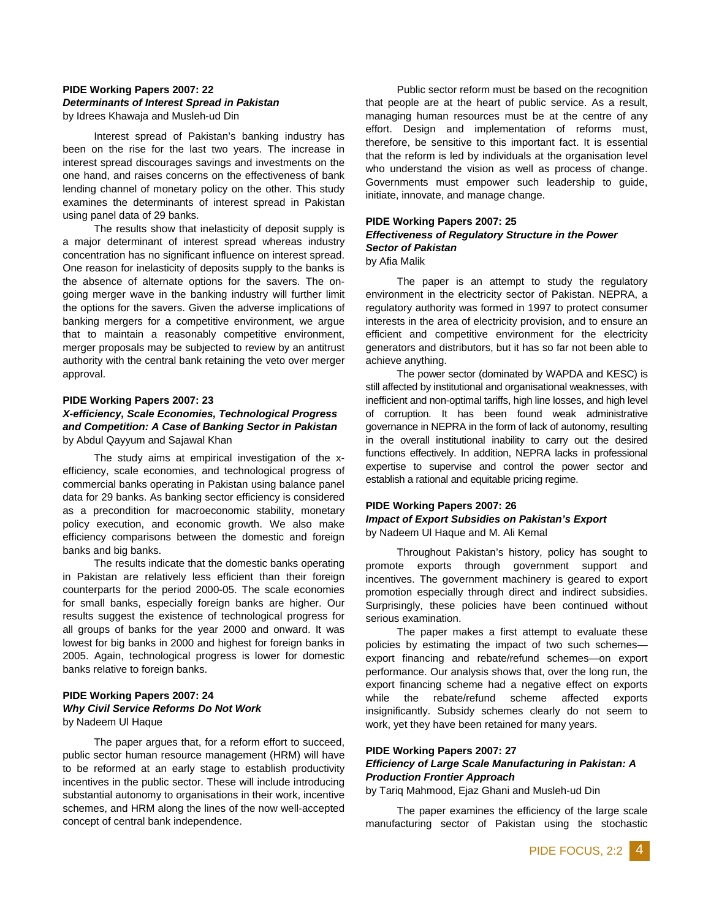**PIDE Working Papers 2007: 22**
***Determinants of Interest Spread in Pakistan***
by Idrees Khawaja and Musleh-ud Din

Interest spread of Pakistan's banking industry has been on the rise for the last two years. The increase in interest spread discourages savings and investments on the one hand, and raises concerns on the effectiveness of bank lending channel of monetary policy on the other. This study examines the determinants of interest spread in Pakistan using panel data of 29 banks.

The results show that inelasticity of deposit supply is a major determinant of interest spread whereas industry concentration has no significant influence on interest spread. One reason for inelasticity of deposits supply to the banks is the absence of alternate options for the savers. The on-going merger wave in the banking industry will further limit the options for the savers. Given the adverse implications of banking mergers for a competitive environment, we argue that to maintain a reasonably competitive environment, merger proposals may be subjected to review by an antitrust authority with the central bank retaining the veto over merger approval.

**PIDE Working Papers 2007: 23**
***X-efficiency, Scale Economies, Technological Progress and Competition: A Case of Banking Sector in Pakistan***
by Abdul Qayyum and Sajawal Khan

The study aims at empirical investigation of the x-efficiency, scale economies, and technological progress of commercial banks operating in Pakistan using balance panel data for 29 banks. As banking sector efficiency is considered as a precondition for macroeconomic stability, monetary policy execution, and economic growth. We also make efficiency comparisons between the domestic and foreign banks and big banks.

The results indicate that the domestic banks operating in Pakistan are relatively less efficient than their foreign counterparts for the period 2000-05. The scale economies for small banks, especially foreign banks are higher. Our results suggest the existence of technological progress for all groups of banks for the year 2000 and onward. It was lowest for big banks in 2000 and highest for foreign banks in 2005. Again, technological progress is lower for domestic banks relative to foreign banks.

**PIDE Working Papers 2007: 24**
***Why Civil Service Reforms Do Not Work***
by Nadeem Ul Haque

The paper argues that, for a reform effort to succeed, public sector human resource management (HRM) will have to be reformed at an early stage to establish productivity incentives in the public sector. These will include introducing substantial autonomy to organisations in their work, incentive schemes, and HRM along the lines of the now well-accepted concept of central bank independence.

Public sector reform must be based on the recognition that people are at the heart of public service. As a result, managing human resources must be at the centre of any effort. Design and implementation of reforms must, therefore, be sensitive to this important fact. It is essential that the reform is led by individuals at the organisation level who understand the vision as well as process of change. Governments must empower such leadership to guide, initiate, innovate, and manage change.

**PIDE Working Papers 2007: 25**
***Effectiveness of Regulatory Structure in the Power Sector of Pakistan***
by Afia Malik

The paper is an attempt to study the regulatory environment in the electricity sector of Pakistan. NEPRA, a regulatory authority was formed in 1997 to protect consumer interests in the area of electricity provision, and to ensure an efficient and competitive environment for the electricity generators and distributors, but it has so far not been able to achieve anything.

The power sector (dominated by WAPDA and KESC) is still affected by institutional and organisational weaknesses, with inefficient and non-optimal tariffs, high line losses, and high level of corruption. It has been found weak administrative governance in NEPRA in the form of lack of autonomy, resulting in the overall institutional inability to carry out the desired functions effectively. In addition, NEPRA lacks in professional expertise to supervise and control the power sector and establish a rational and equitable pricing regime.

**PIDE Working Papers 2007: 26**
***Impact of Export Subsidies on Pakistan's Export***
by Nadeem Ul Haque and M. Ali Kemal

Throughout Pakistan's history, policy has sought to promote exports through government support and incentives. The government machinery is geared to export promotion especially through direct and indirect subsidies. Surprisingly, these policies have been continued without serious examination.

The paper makes a first attempt to evaluate these policies by estimating the impact of two such schemes—export financing and rebate/refund schemes—on export performance. Our analysis shows that, over the long run, the export financing scheme had a negative effect on exports while the rebate/refund scheme affected exports insignificantly. Subsidy schemes clearly do not seem to work, yet they have been retained for many years.

**PIDE Working Papers 2007: 27**
***Efficiency of Large Scale Manufacturing in Pakistan: A Production Frontier Approach***
by Tariq Mahmood, Ejaz Ghani and Musleh-ud Din

The paper examines the efficiency of the large scale manufacturing sector of Pakistan using the stochastic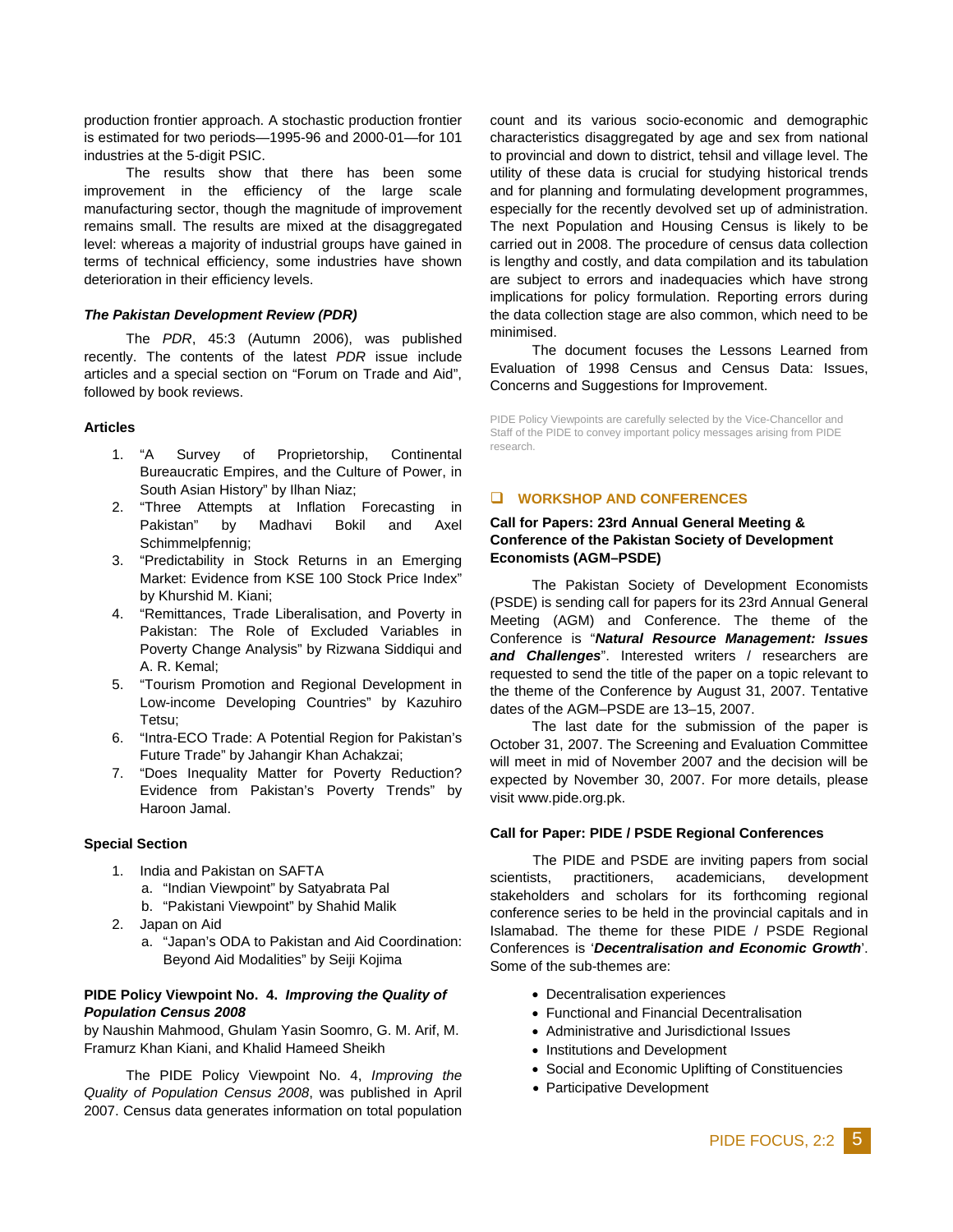production frontier approach. A stochastic production frontier is estimated for two periods—1995-96 and 2000-01—for 101 industries at the 5-digit PSIC.

The results show that there has been some improvement in the efficiency of the large scale manufacturing sector, though the magnitude of improvement remains small. The results are mixed at the disaggregated level: whereas a majority of industrial groups have gained in terms of technical efficiency, some industries have shown deterioration in their efficiency levels.

### *The Pakistan Development Review (PDR)*

The *PDR*, 45:3 (Autumn 2006), was published recently. The contents of the latest *PDR* issue include articles and a special section on "Forum on Trade and Aid", followed by book reviews.

**Articles**

1. "A Survey of Proprietorship, Continental Bureaucratic Empires, and the Culture of Power, in South Asian History" by Ilhan Niaz;
2. "Three Attempts at Inflation Forecasting in Pakistan" by Madhavi Bokil and Axel Schimmelpfennig;
3. "Predictability in Stock Returns in an Emerging Market: Evidence from KSE 100 Stock Price Index" by Khurshid M. Kiani;
4. "Remittances, Trade Liberalisation, and Poverty in Pakistan: The Role of Excluded Variables in Poverty Change Analysis" by Rizwana Siddiqui and A. R. Kemal;
5. "Tourism Promotion and Regional Development in Low-income Developing Countries" by Kazuhiro Tetsu;
6. "Intra-ECO Trade: A Potential Region for Pakistan's Future Trade" by Jahangir Khan Achakzai;
7. "Does Inequality Matter for Poverty Reduction? Evidence from Pakistan's Poverty Trends" by Haroon Jamal.

**Special Section**

1. India and Pakistan on SAFTA
   a. "Indian Viewpoint" by Satyabrata Pal
   b. "Pakistani Viewpoint" by Shahid Malik
2. Japan on Aid
   a. "Japan's ODA to Pakistan and Aid Coordination: Beyond Aid Modalities" by Seiji Kojima

### PIDE Policy Viewpoint No. 4. *Improving the Quality of Population Census 2008*

by Naushin Mahmood, Ghulam Yasin Soomro, G. M. Arif, M. Framurz Khan Kiani, and Khalid Hameed Sheikh

The PIDE Policy Viewpoint No. 4, *Improving the Quality of Population Census 2008*, was published in April 2007. Census data generates information on total population count and its various socio-economic and demographic characteristics disaggregated by age and sex from national to provincial and down to district, tehsil and village level. The utility of these data is crucial for studying historical trends and for planning and formulating development programmes, especially for the devolved set up of administration. The next Population and Housing Census is likely to be carried out in 2008. The procedure of census data collection is lengthy and costly, and data compilation and its tabulation are subject to errors and inadequacies which have strong implications for policy formulation. Reporting errors during the data collection stage are also common, which need to be minimised.

The document focuses the Lessons Learned from Evaluation of 1998 Census and Census Data: Issues, Concerns and Suggestions for Improvement.

PIDE Policy Viewpoints are carefully selected by the Vice-Chancellor and Staff of the PIDE to convey important policy messages arising from PIDE research.

## WORKSHOP AND CONFERENCES

### Call for Papers: 23rd Annual General Meeting & Conference of the Pakistan Society of Development Economists (AGM–PSDE)

The Pakistan Society of Development Economists (PSDE) is sending call for papers for its 23rd Annual General Meeting (AGM) and Conference. The theme of the Conference is "***Natural Resource Management: Issues and Challenges***". Interested writers / researchers are requested to send the title of the paper on a topic relevant to the theme of the Conference by August 31, 2007. Tentative dates of the AGM–PSDE are 13–15, 2007.

The last date for the submission of the paper is October 31, 2007. The Screening and Evaluation Committee will meet in mid of November 2007 and the decision will be expected by November 30, 2007. For more details, please visit www.pide.org.pk.

### Call for Paper: PIDE / PSDE Regional Conferences

The PIDE and PSDE are inviting papers from social scientists, practitioners, academicians, development stakeholders and scholars for its forthcoming regional conference series to be held in the provincial capitals and in Islamabad. The theme for these PIDE / PSDE Regional Conferences is '***Decentralisation and Economic Growth***'. Some of the sub-themes are:

- Decentralisation experiences
- Functional and Financial Decentralisation
- Administrative and Jurisdictional Issues
- Institutions and Development
- Social and Economic Uplifting of Constituencies
- Participative Development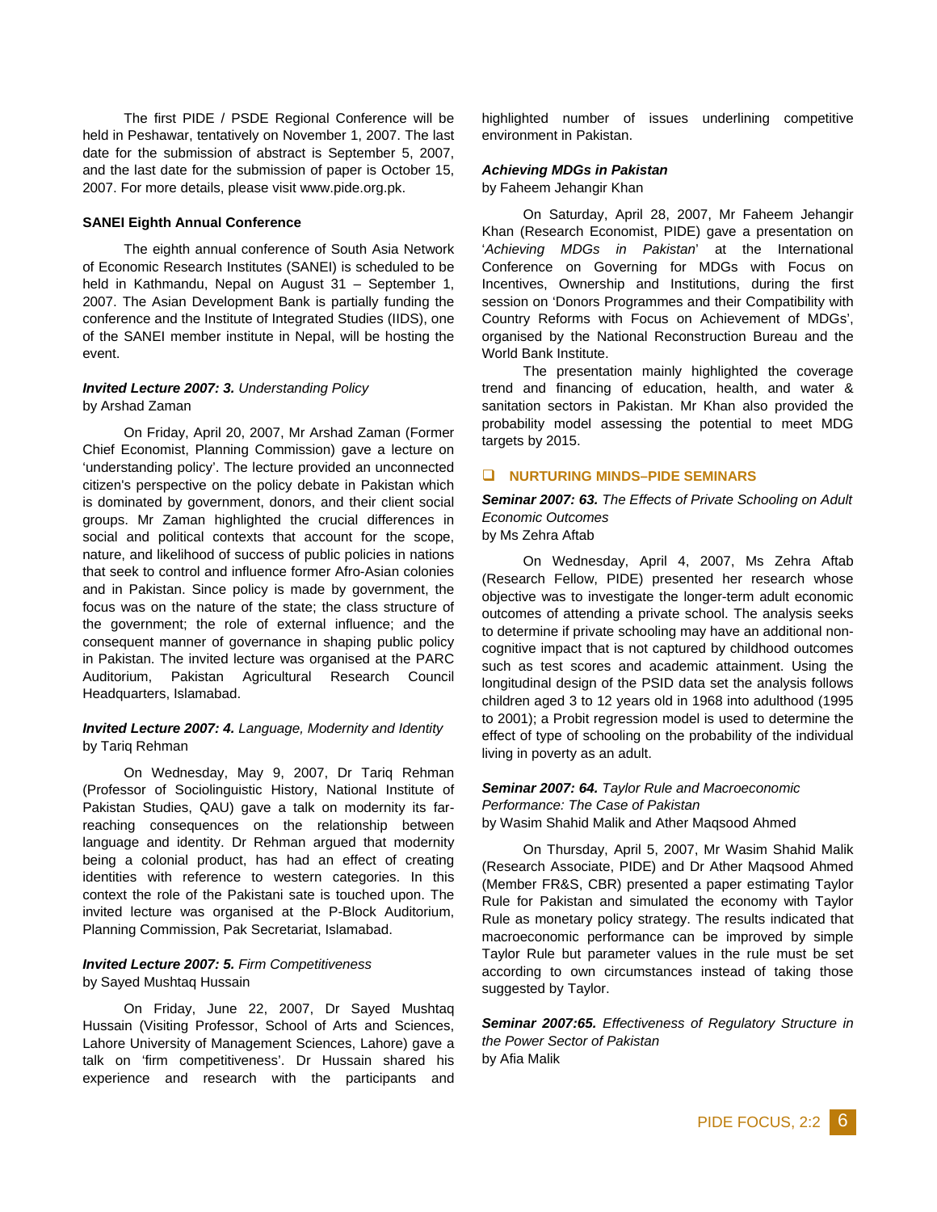The first PIDE / PSDE Regional Conference will be held in Peshawar, tentatively on November 1, 2007. The last date for the submission of abstract is September 5, 2007, and the last date for the submission of paper is October 15, 2007. For more details, please visit www.pide.org.pk.

**SANEI Eighth Annual Conference**

The eighth annual conference of South Asia Network of Economic Research Institutes (SANEI) is scheduled to be held in Kathmandu, Nepal on August 31 – September 1, 2007. The Asian Development Bank is partially funding the conference and the Institute of Integrated Studies (IIDS), one of the SANEI member institute in Nepal, will be hosting the event.

***Invited Lecture 2007: 3.*** *Understanding Policy*
by Arshad Zaman

On Friday, April 20, 2007, Mr Arshad Zaman (Former Chief Economist, Planning Commission) gave a lecture on 'understanding policy'. The lecture provided an unconnected citizen's perspective on the policy debate in Pakistan which is dominated by government, donors, and their client social groups. Mr Zaman highlighted the crucial differences in social and political contexts that account for the scope, nature, and likelihood of success of public policies in nations that seek to control and influence former Afro-Asian colonies and in Pakistan. Since policy is made by government, the focus was on the nature of the state; the class structure of the government; the role of external influence; and the consequent manner of governance in shaping public policy in Pakistan. The invited lecture was organised at the PARC Auditorium, Pakistan Agricultural Research Council Headquarters, Islamabad.

***Invited Lecture 2007: 4.*** *Language, Modernity and Identity*
by Tariq Rehman

On Wednesday, May 9, 2007, Dr Tariq Rehman (Professor of Sociolinguistic History, National Institute of Pakistan Studies, QAU) gave a talk on modernity its far-reaching consequences on the relationship between language and identity. Dr Rehman argued that modernity being a colonial product, has had an effect of creating identities with reference to western categories. In this context the role of the Pakistani sate is touched upon. The invited lecture was organised at the P-Block Auditorium, Planning Commission, Pak Secretariat, Islamabad.

***Invited Lecture 2007: 5.*** *Firm Competitiveness*
by Sayed Mushtaq Hussain

On Friday, June 22, 2007, Dr Sayed Mushtaq Hussain (Visiting Professor, School of Arts and Sciences, Lahore University of Management Sciences, Lahore) gave a talk on 'firm competitiveness'. Dr Hussain shared his experience and research with the participants and highlighted number of issues underlining competitive environment in Pakistan.

***Achieving MDGs in Pakistan***
by Faheem Jehangir Khan

On Saturday, April 28, 2007, Mr Faheem Jehangir Khan (Research Economist, PIDE) gave a presentation on '*Achieving MDGs in Pakistan*' at the International Conference on Governing for MDGs with Focus on Incentives, Ownership and Institutions, during the first session on 'Donors Programmes and their Compatibility with Country Reforms with Focus on Achievement of MDGs', organised by the National Reconstruction Bureau and the World Bank Institute.

The presentation mainly highlighted the coverage trend and financing of education, health, and water & sanitation sectors in Pakistan. Mr Khan also provided the probability model assessing the potential to meet MDG targets by 2015.

## NURTURING MINDS–PIDE SEMINARS

***Seminar 2007: 63.*** *The Effects of Private Schooling on Adult Economic Outcomes*
by Ms Zehra Aftab

On Wednesday, April 4, 2007, Ms Zehra Aftab (Research Fellow, PIDE) presented her research whose objective was to investigate the longer-term adult economic outcomes of attending a private school. The analysis seeks to determine if private schooling may have an additional non-cognitive impact that is not captured by childhood outcomes such as test scores and academic attainment. Using the longitudinal design of the PSID data set the analysis follows children aged 3 to 12 years old in 1968 into adulthood (1995 to 2001); a Probit regression model is used to determine the effect of type of schooling on the probability of the individual living in poverty as an adult.

***Seminar 2007: 64.*** *Taylor Rule and Macroeconomic Performance: The Case of Pakistan*
by Wasim Shahid Malik and Ather Maqsood Ahmed

On Thursday, April 5, 2007, Mr Wasim Shahid Malik (Research Associate, PIDE) and Dr Ather Maqsood Ahmed (Member FR&S, CBR) presented a paper estimating Taylor Rule for Pakistan and simulated the economy with Taylor Rule as monetary policy strategy. The results indicated that macroeconomic performance can be improved by simple Taylor Rule but parameter values in the rule must be set according to own circumstances instead of taking those suggested by Taylor.

***Seminar 2007:65.*** *Effectiveness of Regulatory Structure in the Power Sector of Pakistan*
by Afia Malik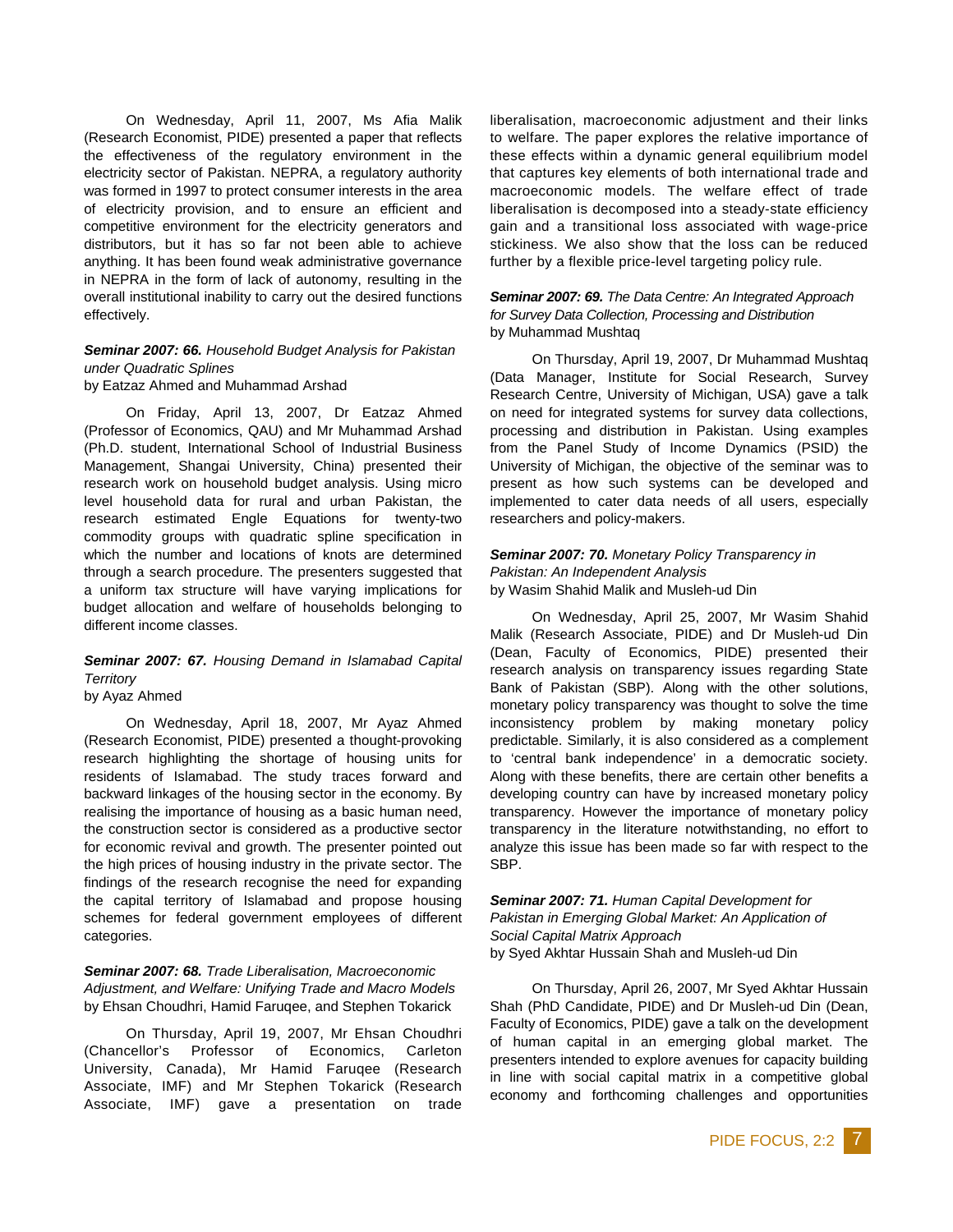On Wednesday, April 11, 2007, Ms Afia Malik (Research Economist, PIDE) presented a paper that reflects the effectiveness of the regulatory environment in the electricity sector of Pakistan. NEPRA, a regulatory authority was formed in 1997 to protect consumer interests in the area of electricity provision, and to ensure an efficient and competitive environment for the electricity generators and distributors, but it has so far not been able to achieve anything. It has been found weak administrative governance in NEPRA in the form of lack of autonomy, resulting in the overall institutional inability to carry out the desired functions effectively.

***Seminar 2007: 66.*** *Household Budget Analysis for Pakistan under Quadratic Splines*
by Eatzaz Ahmed and Muhammad Arshad

On Friday, April 13, 2007, Dr Eatzaz Ahmed (Professor of Economics, QAU) and Mr Muhammad Arshad (Ph.D. student, International School of Industrial Business Management, Shangai University, China) presented their research work on household budget analysis. Using micro level household data for rural and urban Pakistan, the research estimated Engle Equations for twenty-two commodity groups with quadratic spline specification in which the number and locations of knots are determined through a search procedure. The presenters suggested that a uniform tax structure will have varying implications for budget allocation and welfare of households belonging to different income classes.

***Seminar 2007: 67.*** *Housing Demand in Islamabad Capital Territory*
by Ayaz Ahmed

On Wednesday, April 18, 2007, Mr Ayaz Ahmed (Research Economist, PIDE) presented a thought-provoking research highlighting the shortage of housing units for residents of Islamabad. The study traces forward and backward linkages of the housing sector in the economy. By realising the importance of housing as a basic human need, the construction sector is considered as a productive sector for economic revival and growth. The presenter pointed out the high prices of housing industry in the private sector. The findings of the research recognise the need for expanding the capital territory of Islamabad and propose housing schemes for federal government employees of different categories.

***Seminar 2007: 68.*** *Trade Liberalisation, Macroeconomic Adjustment, and Welfare: Unifying Trade and Macro Models*
by Ehsan Choudhri, Hamid Faruqee, and Stephen Tokarick

On Thursday, April 19, 2007, Mr Ehsan Choudhri (Chancellor's Professor of Economics, Carleton University, Canada), Mr Hamid Faruqee (Research Associate, IMF) and Mr Stephen Tokarick (Research Associate, IMF) gave a presentation on trade liberalisation, macroeconomic adjustment and their links to welfare. The paper explores the relative importance of these effects within a dynamic general equilibrium model that captures key elements of both international trade and macroeconomic models. The welfare effect of trade liberalisation is decomposed into a steady-state efficiency gain and a transitional loss associated with wage-price stickiness. We also show that the loss can be reduced further by a flexible price-level targeting policy rule.

***Seminar 2007: 69.*** *The Data Centre: An Integrated Approach for Survey Data Collection, Processing and Distribution*
by Muhammad Mushtaq

On Thursday, April 19, 2007, Dr Muhammad Mushtaq (Data Manager, Institute for Social Research, Survey Research Centre, University of Michigan, USA) gave a talk on need for integrated systems for survey data collections, processing and distribution in Pakistan. Using examples from the Panel Study of Income Dynamics (PSID) the University of Michigan, the objective of the seminar was to present as how such systems can be developed and implemented to cater data needs of all users, especially researchers and policy-makers.

***Seminar 2007: 70.*** *Monetary Policy Transparency in Pakistan: An Independent Analysis*
by Wasim Shahid Malik and Musleh-ud Din

On Wednesday, April 25, 2007, Mr Wasim Shahid Malik (Research Associate, PIDE) and Dr Musleh-ud Din (Dean, Faculty of Economics, PIDE) presented their research analysis on transparency issues regarding State Bank of Pakistan (SBP). Along with the other solutions, monetary policy transparency was thought to solve the time inconsistency problem by making monetary policy predictable. Similarly, it is also considered as a complement to 'central bank independence' in a democratic society. Along with these benefits, there are certain other benefits a developing country can have by increased monetary policy transparency. However the importance of monetary policy transparency in the literature notwithstanding, no effort to analyze this issue has been made so far with respect to the SBP.

***Seminar 2007: 71.*** *Human Capital Development for Pakistan in Emerging Global Market: An Application of Social Capital Matrix Approach*
by Syed Akhtar Hussain Shah and Musleh-ud Din

On Thursday, April 26, 2007, Mr Syed Akhtar Hussain Shah (PhD Candidate, PIDE) and Dr Musleh-ud Din (Dean, Faculty of Economics, PIDE) gave a talk on the development of human capital in an emerging global market. The presenters intended to explore avenues for capacity building in line with social capital matrix in a competitive global economy and forthcoming challenges and opportunities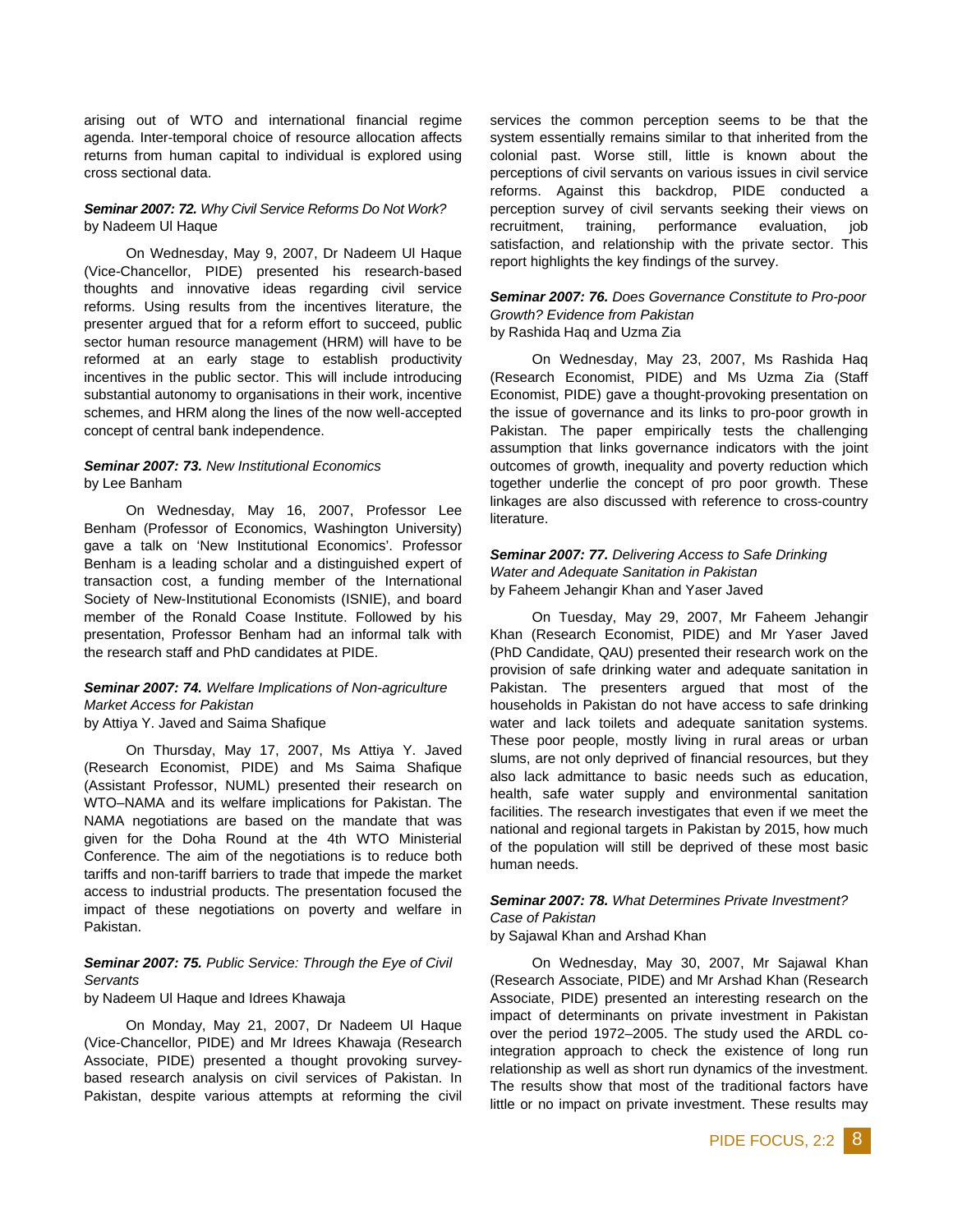arising out of WTO and international financial regime agenda. Inter-temporal choice of resource allocation affects returns from human capital to individual is explored using cross sectional data.

***Seminar 2007: 72.*** *Why Civil Service Reforms Do Not Work?*
by Nadeem Ul Haque

On Wednesday, May 9, 2007, Dr Nadeem Ul Haque (Vice-Chancellor, PIDE) presented his research-based thoughts and innovative ideas regarding civil service reforms. Using results from the incentives literature, the presenter argued that for a reform effort to succeed, public sector human resource management (HRM) will have to be reformed at an early stage to establish productivity incentives in the public sector. This will include introducing substantial autonomy to organisations in their work, incentive schemes, and HRM along the lines of the now well-accepted concept of central bank independence.

***Seminar 2007: 73.*** *New Institutional Economics*
by Lee Banham

On Wednesday, May 16, 2007, Professor Lee Benham (Professor of Economics, Washington University) gave a talk on 'New Institutional Economics'. Professor Benham is a leading scholar and a distinguished expert of transaction cost, a funding member of the International Society of New-Institutional Economists (ISNIE), and board member of the Ronald Coase Institute. Followed by his presentation, Professor Benham had an informal talk with the research staff and PhD candidates at PIDE.

***Seminar 2007: 74.*** *Welfare Implications of Non-agriculture Market Access for Pakistan*
by Attiya Y. Javed and Saima Shafique

On Thursday, May 17, 2007, Ms Attiya Y. Javed (Research Economist, PIDE) and Ms Saima Shafique (Assistant Professor, NUML) presented their research on WTO–NAMA and its welfare implications for Pakistan. The NAMA negotiations are based on the mandate that was given for the Doha Round at the 4th WTO Ministerial Conference. The aim of the negotiations is to reduce both tariffs and non-tariff barriers to trade that impede the market access to industrial products. The presentation focused the impact of these negotiations on poverty and welfare in Pakistan.

***Seminar 2007: 75.*** *Public Service: Through the Eye of Civil Servants*
by Nadeem Ul Haque and Idrees Khawaja

On Monday, May 21, 2007, Dr Nadeem Ul Haque (Vice-Chancellor, PIDE) and Mr Idrees Khawaja (Research Associate, PIDE) presented a thought provoking survey-based research analysis on civil services of Pakistan. In Pakistan, despite various attempts at reforming the civil services the common perception seems to be that the system essentially remains similar to that inherited from the colonial past. Worse still, little is known about the perceptions of civil servants on various issues in civil service reforms. Against this backdrop, PIDE conducted a perception survey of civil servants seeking their views on recruitment, training, performance evaluation, job satisfaction, and relationship with the private sector. This report highlights the key findings of the survey.

***Seminar 2007: 76.*** *Does Governance Constitute to Pro-poor Growth? Evidence from Pakistan*
by Rashida Haq and Uzma Zia

On Wednesday, May 23, 2007, Ms Rashida Haq (Research Economist, PIDE) and Ms Uzma Zia (Staff Economist, PIDE) gave a thought-provoking presentation on the issue of governance and its links to pro-poor growth in Pakistan. The paper empirically tests the challenging assumption that links governance indicators with the joint outcomes of growth, inequality and poverty reduction which together underlie the concept of pro poor growth. These linkages are also discussed with reference to cross-country literature.

***Seminar 2007: 77.*** *Delivering Access to Safe Drinking Water and Adequate Sanitation in Pakistan*
by Faheem Jehangir Khan and Yaser Javed

On Tuesday, May 29, 2007, Mr Faheem Jehangir Khan (Research Economist, PIDE) and Mr Yaser Javed (PhD Candidate, QAU) presented their research work on the provision of safe drinking water and adequate sanitation in Pakistan. The presenters argued that most of the households in Pakistan do not have access to safe drinking water and lack toilets and adequate sanitation systems. These poor people, mostly living in rural areas or urban slums, are not only deprived of financial resources, but they also lack admittance to basic needs such as education, health, safe water supply and environmental sanitation facilities. The research investigates that even if we meet the national and regional targets in Pakistan by 2015, how much of the population will still be deprived of these most basic human needs.

***Seminar 2007: 78.*** *What Determines Private Investment? Case of Pakistan*
by Sajawal Khan and Arshad Khan

On Wednesday, May 30, 2007, Mr Sajawal Khan (Research Associate, PIDE) and Mr Arshad Khan (Research Associate, PIDE) presented an interesting research on the impact of determinants on private investment in Pakistan over the period 1972–2005. The study used the ARDL co-integration approach to check the existence of long run relationship as well as short run dynamics of the investment. The results show that most of the traditional factors have little or no impact on private investment. These results may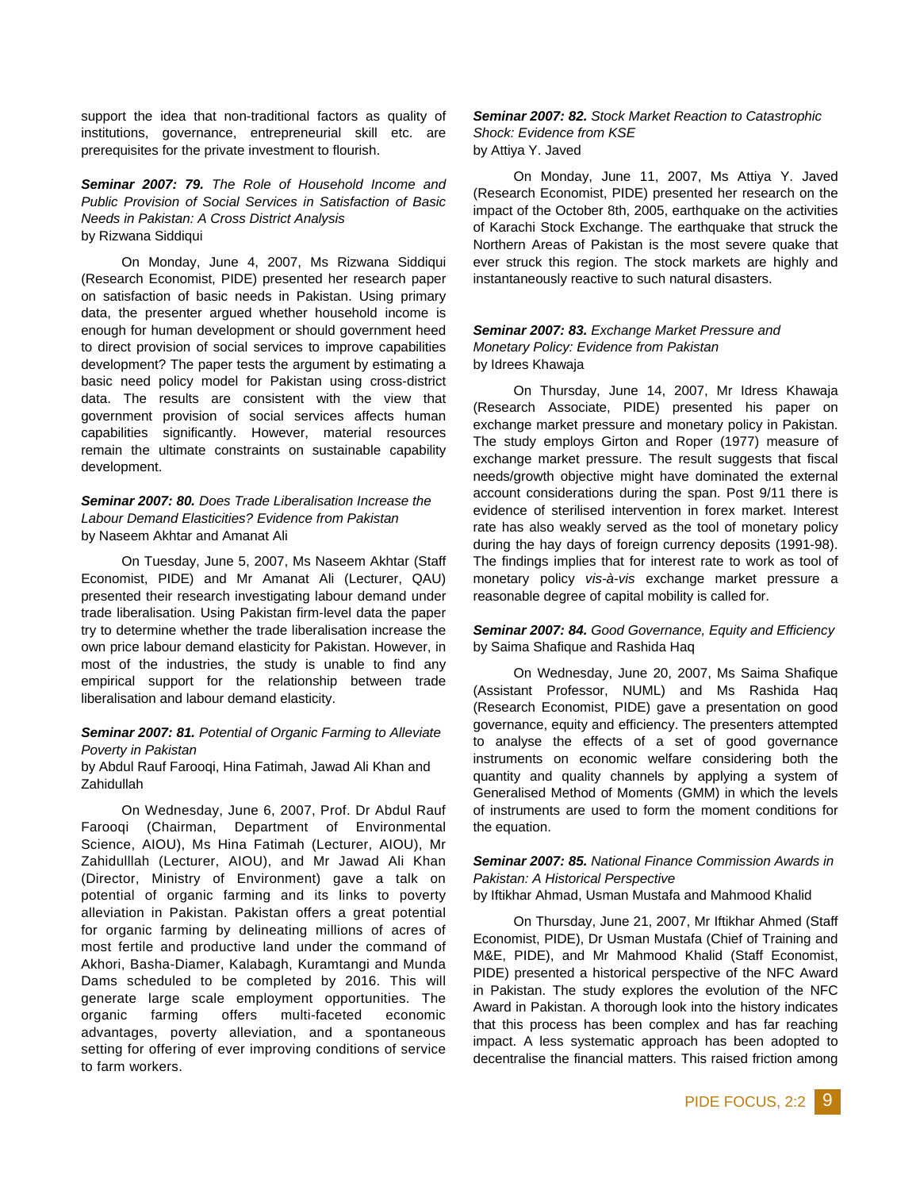support the idea that non-traditional factors as quality of institutions, governance, entrepreneurial skill etc. are prerequisites for the private investment to flourish.

***Seminar 2007: 79.*** *The Role of Household Income and Public Provision of Social Services in Satisfaction of Basic Needs in Pakistan: A Cross District Analysis*
by Rizwana Siddiqui

On Monday, June 4, 2007, Ms Rizwana Siddiqui (Research Economist, PIDE) presented her research paper on satisfaction of basic needs in Pakistan. Using primary data, the presenter argued whether household income is enough for human development or should government heed to direct provision of social services to improve capabilities development? The paper tests the argument by estimating a basic need policy model for Pakistan using cross-district data. The results are consistent with the view that government provision of social services affects human capabilities significantly. However, material resources remain the ultimate constraints on sustainable capability development.

***Seminar 2007: 80.*** *Does Trade Liberalisation Increase the Labour Demand Elasticities? Evidence from Pakistan*
by Naseem Akhtar and Amanat Ali

On Tuesday, June 5, 2007, Ms Naseem Akhtar (Staff Economist, PIDE) and Mr Amanat Ali (Lecturer, QAU) presented their research investigating labour demand under trade liberalisation. Using Pakistan firm-level data the paper try to determine whether the trade liberalisation increase the own price labour demand elasticity for Pakistan. However, in most of the industries, the study is unable to find any empirical support for the relationship between trade liberalisation and labour demand elasticity.

***Seminar 2007: 81.*** *Potential of Organic Farming to Alleviate Poverty in Pakistan*
by Abdul Rauf Farooqi, Hina Fatimah, Jawad Ali Khan and Zahidullah

On Wednesday, June 6, 2007, Prof. Dr Abdul Rauf Farooqi (Chairman, Department of Environmental Science, AIOU), Ms Hina Fatimah (Lecturer, AIOU), Mr Zahidulllah (Lecturer, AIOU), and Mr Jawad Ali Khan (Director, Ministry of Environment) gave a talk on potential of organic farming and its links to poverty alleviation in Pakistan. Pakistan offers a great potential for organic farming by delineating millions of acres of most fertile and productive land under the command of Akhori, Basha-Diamer, Kalabagh, Kuramtangi and Munda Dams scheduled to be completed by 2016. This will generate large scale employment opportunities. The organic farming offers multi-faceted economic advantages, poverty alleviation, and a spontaneous setting for offering of ever improving conditions of service to farm workers.

***Seminar 2007: 82.*** *Stock Market Reaction to Catastrophic Shock: Evidence from KSE*
by Attiya Y. Javed

On Monday, June 11, 2007, Ms Attiya Y. Javed (Research Economist, PIDE) presented her research on the impact of the October 8th, 2005, earthquake on the activities of Karachi Stock Exchange. The earthquake that struck the Northern Areas of Pakistan is the most severe quake that ever struck this region. The stock markets are highly and instantaneously reactive to such natural disasters.

***Seminar 2007: 83.*** *Exchange Market Pressure and Monetary Policy: Evidence from Pakistan*
by Idrees Khawaja

On Thursday, June 14, 2007, Mr Idress Khawaja (Research Associate, PIDE) presented his paper on exchange market pressure and monetary policy in Pakistan. The study employs Girton and Roper (1977) measure of exchange market pressure. The result suggests that fiscal needs/growth objective might have dominated the external account considerations during the span. Post 9/11 there is evidence of sterilised intervention in forex market. Interest rate has also weakly served as the tool of monetary policy during the hay days of foreign currency deposits (1991-98). The findings implies that for interest rate to work as tool of monetary policy *vis-à-vis* exchange market pressure a reasonable degree of capital mobility is called for.

***Seminar 2007: 84.*** *Good Governance, Equity and Efficiency*
by Saima Shafique and Rashida Haq

On Wednesday, June 20, 2007, Ms Saima Shafique (Assistant Professor, NUML) and Ms Rashida Haq (Research Economist, PIDE) gave a presentation on good governance, equity and efficiency. The presenters attempted to analyse the effects of a set of good governance instruments on economic welfare considering both the quantity and quality channels by applying a system of Generalised Method of Moments (GMM) in which the levels of instruments are used to form the moment conditions for the equation.

***Seminar 2007: 85.*** *National Finance Commission Awards in Pakistan: A Historical Perspective*
by Iftikhar Ahmad, Usman Mustafa and Mahmood Khalid

On Thursday, June 21, 2007, Mr Iftikhar Ahmed (Staff Economist, PIDE), Dr Usman Mustafa (Chief of Training and M&E, PIDE), and Mr Mahmood Khalid (Staff Economist, PIDE) presented a historical perspective of the NFC Award in Pakistan. The study explores the evolution of the NFC Award in Pakistan. A thorough look into the history indicates that this process has been complex and has far reaching impact. A less systematic approach has been adopted to decentralise the financial matters. This raised friction among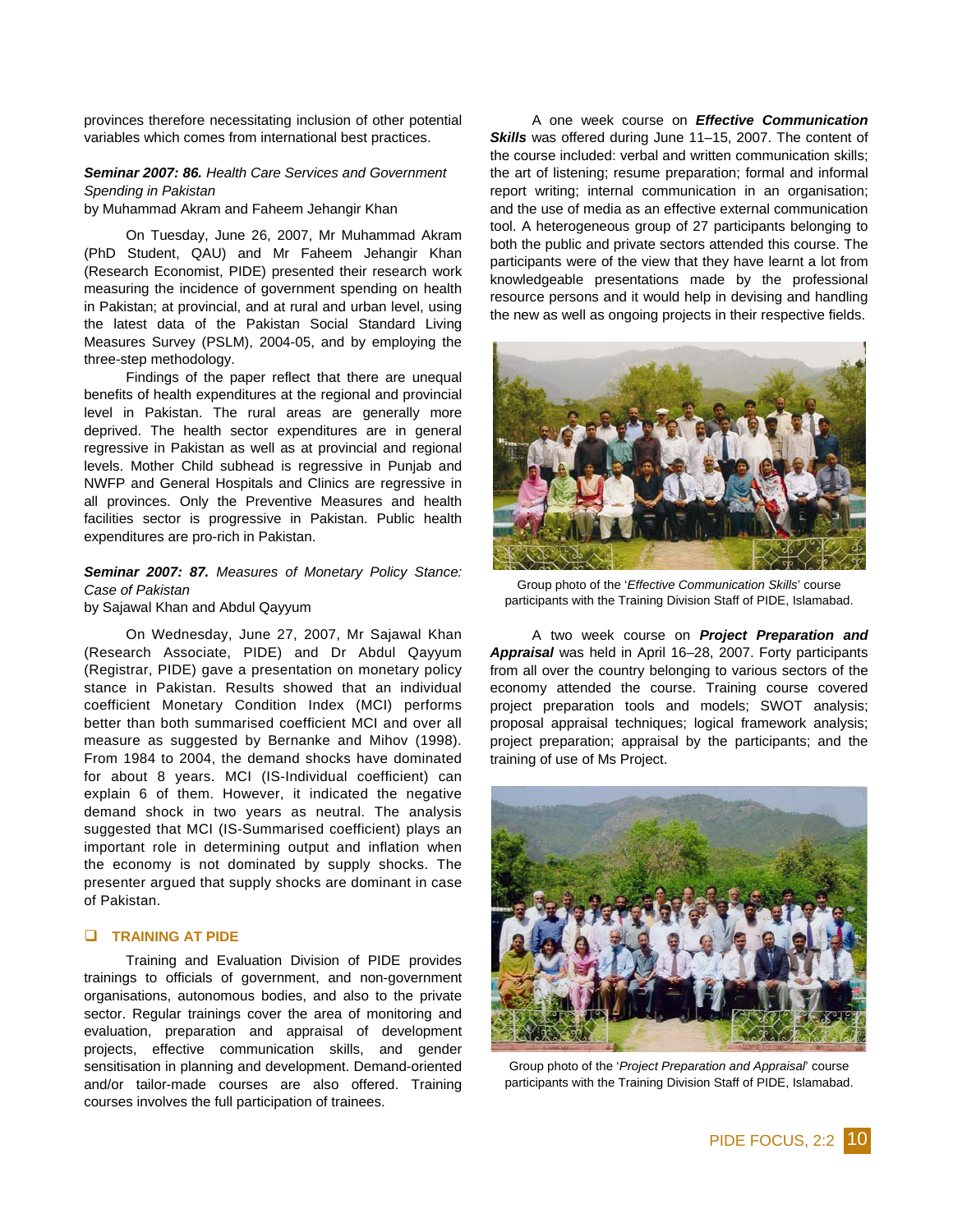provinces therefore necessitating inclusion of other potential variables which comes from international best practices.

***Seminar 2007: 86.*** *Health Care Services and Government Spending in Pakistan*
by Muhammad Akram and Faheem Jehangir Khan

On Tuesday, June 26, 2007, Mr Muhammad Akram (PhD Student, QAU) and Mr Faheem Jehangir Khan (Research Economist, PIDE) presented their research work measuring the incidence of government spending on health in Pakistan; at provincial, and at rural and urban level, using the latest data of the Pakistan Social Standard Living Measures Survey (PSLM), 2004-05, and by employing the three-step methodology.

Findings of the paper reflect that there are unequal benefits of health expenditures at the regional and provincial level in Pakistan. The rural areas are generally more deprived. The health sector expenditures are in general regressive in Pakistan as well as at provincial and regional levels. Mother Child subhead is regressive in Punjab and NWFP and General Hospitals and Clinics are regressive in all provinces. Only the Preventive Measures and health facilities sector is progressive in Pakistan. Public health expenditures are pro-rich in Pakistan.

***Seminar 2007: 87.*** *Measures of Monetary Policy Stance: Case of Pakistan*
by Sajawal Khan and Abdul Qayyum

On Wednesday, June 27, 2007, Mr Sajawal Khan (Research Associate, PIDE) and Dr Abdul Qayyum (Registrar, PIDE) gave a presentation on monetary policy stance in Pakistan. Results showed that an individual coefficient Monetary Condition Index (MCI) performs better than both summarised coefficient MCI and over all measure as suggested by Bernanke and Mihov (1998). From 1984 to 2004, the demand shocks have dominated for about 8 years. MCI (IS-Individual coefficient) can explain 6 of them. However, it indicated the negative demand shock in two years as neutral. The analysis suggested that MCI (IS-Summarised coefficient) plays an important role in determining output and inflation when the economy is not dominated by supply shocks. The presenter argued that supply shocks are dominant in case of Pakistan.

## TRAINING AT PIDE

Training and Evaluation Division of PIDE provides trainings to officials of government, and non-government organisations, autonomous bodies, and also to the private sector. Regular trainings cover the area of monitoring and evaluation, preparation and appraisal of development projects, effective communication skills, and gender sensitisation in planning and development. Demand-oriented and/or tailor-made courses are also offered. Training courses involves the full participation of trainees.

A one week course on ***Effective Communication Skills*** was offered during June 11–15, 2007. The content of the course included: verbal and written communication skills; the art of listening; resume preparation; formal and informal report writing; internal communication in an organisation; and the use of media as an effective external communication tool. A heterogeneous group of 27 participants belonging to both the public and private sectors attended this course. The participants were of the view that they have learnt a lot from knowledgeable presentations made by the professional resource persons and it would help in devising and handling the new as well as ongoing projects in their respective fields.

Group photo of the '*Effective Communication Skills*' course participants with the Training Division Staff of PIDE, Islamabad.

A two week course on ***Project Preparation and Appraisal*** was held in April 16–28, 2007. Forty participants from all over the country belonging to various sectors of the economy attended the course. Training course covered project preparation tools and models; SWOT analysis; proposal appraisal techniques; logical framework analysis; project preparation; appraisal by the participants; and the training of use of Ms Project.

Group photo of the '*Project Preparation and Appraisal*' course participants with the Training Division Staff of PIDE, Islamabad.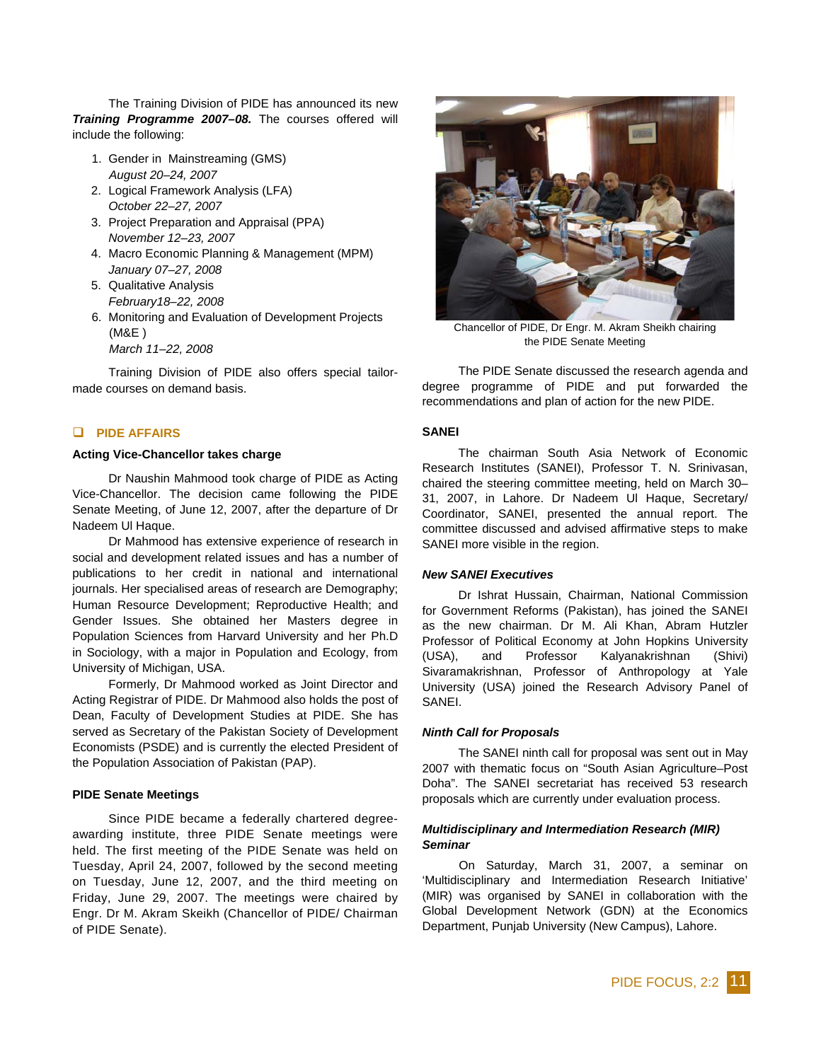The Training Division of PIDE has announced its new ***Training Programme 2007–08.*** The courses offered will include the following:

1. Gender in Mainstreaming (GMS)
   *August 20–24, 2007*
2. Logical Framework Analysis (LFA)
   *October 22–27, 2007*
3. Project Preparation and Appraisal (PPA)
   *November 12–23, 2007*
4. Macro Economic Planning & Management (MPM)
   *January 07–27, 2008*
5. Qualitative Analysis
   *February18–22, 2008*
6. Monitoring and Evaluation of Development Projects (M&E )
   *March 11–22, 2008*

Training Division of PIDE also offers special tailor-made courses on demand basis.

## PIDE AFFAIRS

**Acting Vice-Chancellor takes charge**

Dr Naushin Mahmood took charge of PIDE as Acting Vice-Chancellor. The decision came following the PIDE Senate Meeting, of June 12, 2007, after the departure of Dr Nadeem Ul Haque.

Dr Mahmood has extensive experience of research in social and development related issues and has a number of publications to her credit in national and international journals. Her specialised areas of research are Demography; Human Resource Development; Reproductive Health; and Gender Issues. She obtained her Masters degree in Population Sciences from Harvard University and her Ph.D in Sociology, with a major in Population and Ecology, from University of Michigan, USA.

Formerly, Dr Mahmood worked as Joint Director and Acting Registrar of PIDE. Dr Mahmood also holds the post of Dean, Faculty of Development Studies at PIDE. She has served as Secretary of the Pakistan Society of Development Economists (PSDE) and is currently the elected President of the Population Association of Pakistan (PAP).

**PIDE Senate Meetings**

Since PIDE became a federally chartered degree-awarding institute, three PIDE Senate meetings were held. The first meeting of the PIDE Senate was held on Tuesday, April 24, 2007, followed by the second meeting on Tuesday, June 12, 2007, and the third meeting on Friday, June 29, 2007. The meetings were chaired by Engr. Dr M. Akram Skeikh (Chancellor of PIDE/ Chairman of PIDE Senate).

Chancellor of PIDE, Dr Engr. M. Akram Sheikh chairing the PIDE Senate Meeting

The PIDE Senate discussed the research agenda and degree programme of PIDE and put forwarded the recommendations and plan of action for the new PIDE.

**SANEI**

The chairman South Asia Network of Economic Research Institutes (SANEI), Professor T. N. Srinivasan, chaired the steering committee meeting, held on March 30–31, 2007, in Lahore. Dr Nadeem Ul Haque, Secretary/ Coordinator, SANEI, presented the annual report. The committee discussed and advised affirmative steps to make SANEI more visible in the region.

***New SANEI Executives***

Dr Ishrat Hussain, Chairman, National Commission for Government Reforms (Pakistan), has joined the SANEI as the new chairman. Dr M. Ali Khan, Abram Hutzler Professor of Political Economy at John Hopkins University (USA), and Professor Kalyanakrishnan (Shivi) Sivaramakrishnan, Professor of Anthropology at Yale University (USA) joined the Research Advisory Panel of SANEI.

***Ninth Call for Proposals***

The SANEI ninth call for proposal was sent out in May 2007 with thematic focus on “South Asian Agriculture–Post Doha”. The SANEI secretariat has received 53 research proposals which are currently under evaluation process.

***Multidisciplinary and Intermediation Research (MIR) Seminar***

On Saturday, March 31, 2007, a seminar on ‘Multidisciplinary and Intermediation Research Initiative’ (MIR) was organised by SANEI in collaboration with the Global Development Network (GDN) at the Economics Department, Punjab University (New Campus), Lahore.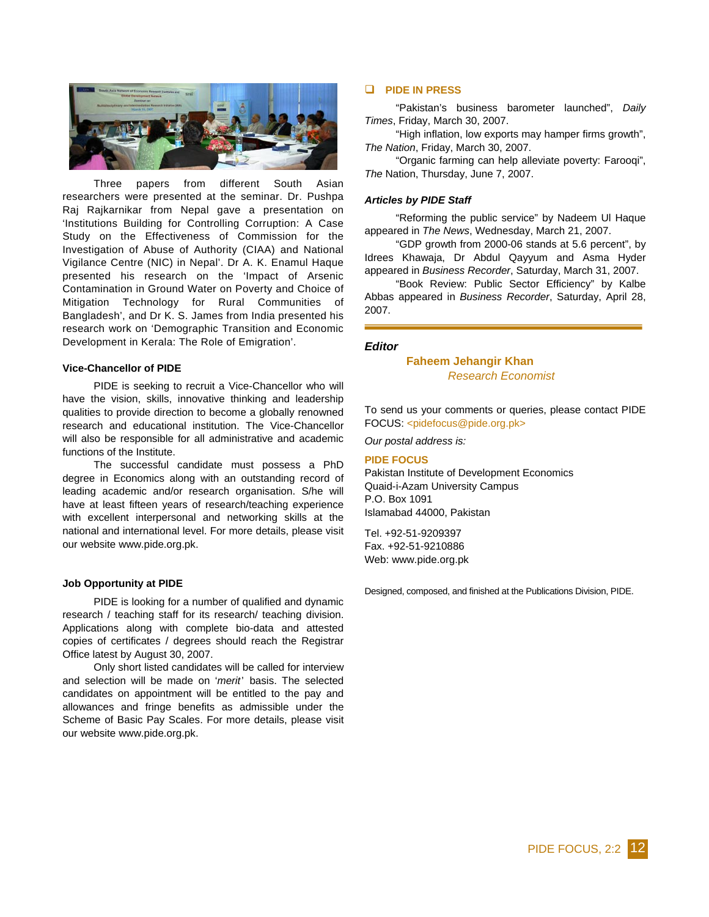Three papers from different South Asian researchers were presented at the seminar. Dr. Pushpa Raj Rajkarnikar from Nepal gave a presentation on 'Institutions Building for Controlling Corruption: A Case Study on the Effectiveness of Commission for the Investigation of Abuse of Authority (CIAA) and National Vigilance Centre (NIC) in Nepal'. Dr A. K. Enamul Haque presented his research on the 'Impact of Arsenic Contamination in Ground Water on Poverty and Choice of Mitigation Technology for Rural Communities of Bangladesh', and Dr K. S. James from India presented his research work on 'Demographic Transition and Economic Development in Kerala: The Role of Emigration'.

### Vice-Chancellor of PIDE

PIDE is seeking to recruit a Vice-Chancellor who will have the vision, skills, innovative thinking and leadership qualities to provide direction to become a globally renowned research and educational institution. The Vice-Chancellor will also be responsible for all administrative and academic functions of the Institute.

The successful candidate must possess a PhD degree in Economics along with an outstanding record of leading academic and/or research organisation. S/he will have at least fifteen years of research/teaching experience with excellent interpersonal and networking skills at the national and international level. For more details, please visit our website www.pide.org.pk.

### Job Opportunity at PIDE

PIDE is looking for a number of qualified and dynamic research / teaching staff for its research/ teaching division. Applications along with complete bio-data and attested copies of certificates / degrees should reach the Registrar Office latest by August 30, 2007.

Only short listed candidates will be called for interview and selection will be made on '*merit*' basis. The selected candidates on appointment will be entitled to the pay and allowances and fringe benefits as admissible under the Scheme of Basic Pay Scales. For more details, please visit our website www.pide.org.pk.

## PIDE IN PRESS

"Pakistan's business barometer launched", *Daily Times*, Friday, March 30, 2007.

"High inflation, low exports may hamper firms growth", *The Nation*, Friday, March 30, 2007.

"Organic farming can help alleviate poverty: Farooqi", *The* Nation, Thursday, June 7, 2007.

***Articles by PIDE Staff***

"Reforming the public service" by Nadeem Ul Haque appeared in *The News*, Wednesday, March 21, 2007.

"GDP growth from 2000-06 stands at 5.6 percent", by Idrees Khawaja, Dr Abdul Qayyum and Asma Hyder appeared in *Business Recorder*, Saturday, March 31, 2007.

"Book Review: Public Sector Efficiency" by Kalbe Abbas appeared in *Business Recorder*, Saturday, April 28, 2007.

***Editor***

**Faheem Jehangir Khan**
*Research Economist*

To send us your comments or queries, please contact PIDE FOCUS: <pidefocus@pide.org.pk>

*Our postal address is:*

**PIDE FOCUS**
Pakistan Institute of Development Economics
Quaid-i-Azam University Campus
P.O. Box 1091
Islamabad 44000, Pakistan

Tel. +92-51-9209397
Fax. +92-51-9210886
Web: www.pide.org.pk

Designed, composed, and finished at the Publications Division, PIDE.